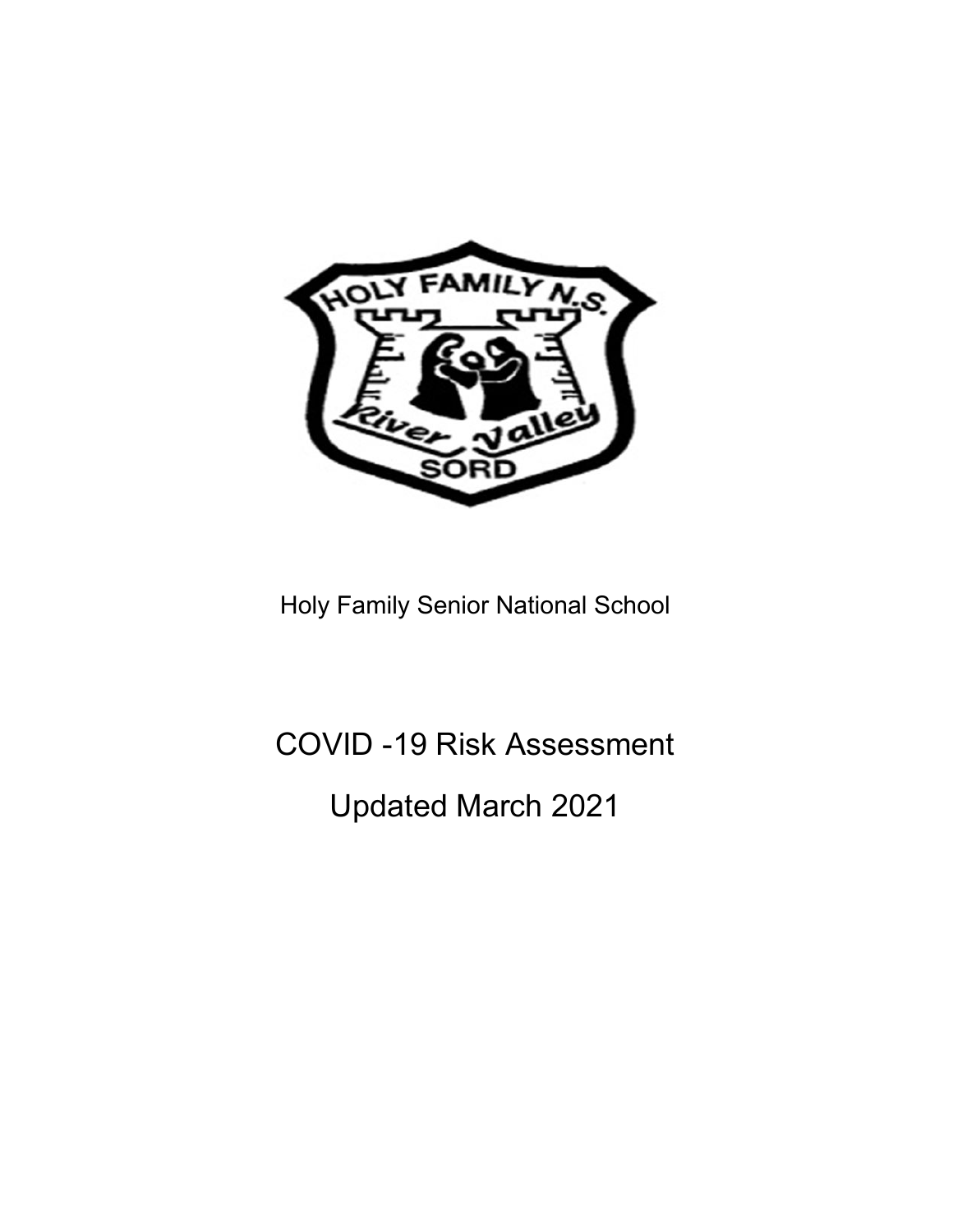Holy Family Senior National School

# COVID -19 Risk Assessment

## Updated March 2021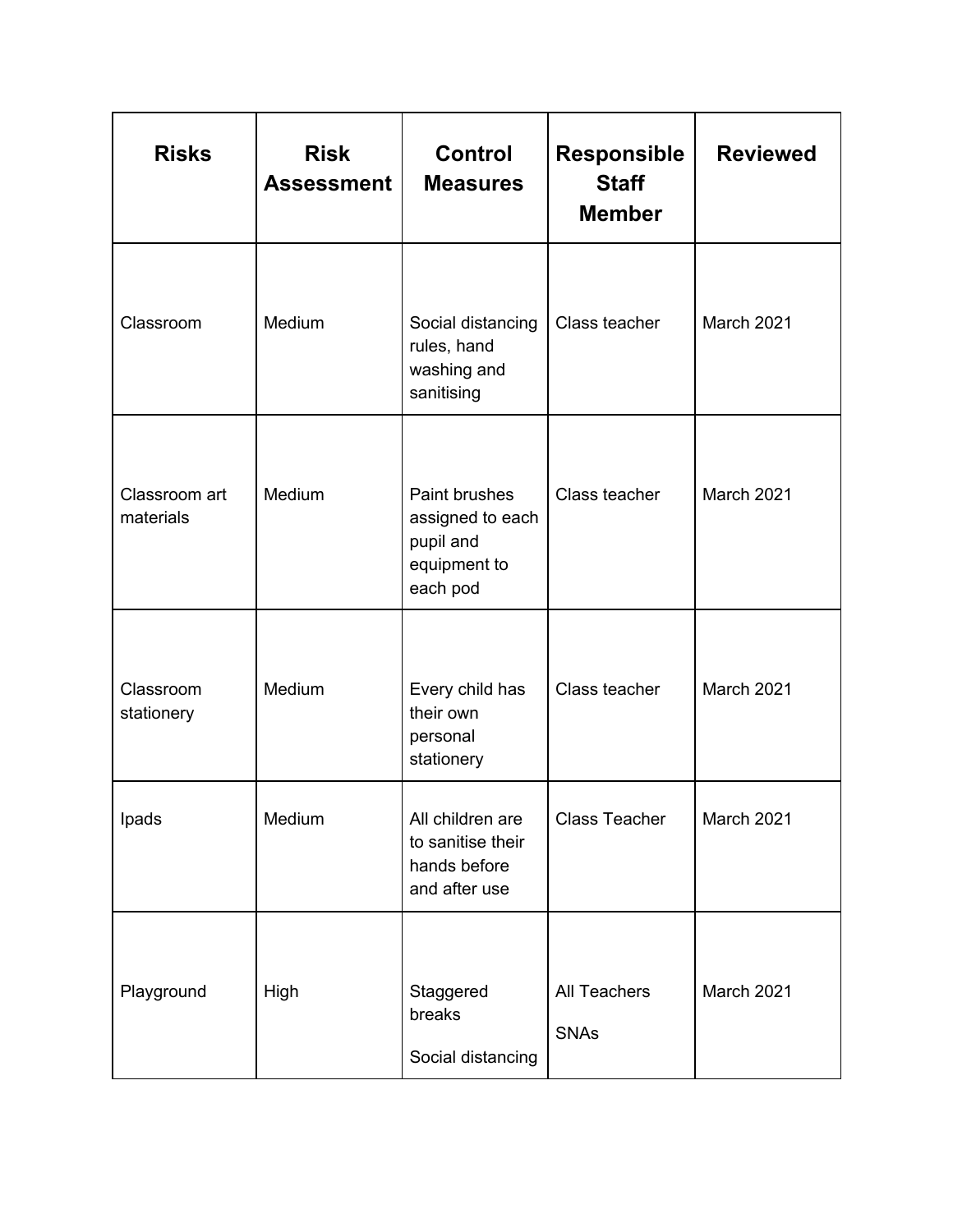| Risks | Risk Assessment | Control Measures | Responsible Staff Member | Reviewed |
|---|---|---|---|---|
| Classroom | Medium | Social distancing rules, hand washing and sanitising | Class teacher | March 2021 |
| Classroom art materials | Medium | Paint brushes assigned to each pupil and equipment to each pod | Class teacher | March 2021 |
| Classroom stationery | Medium | Every child has their own personal stationery | Class teacher | March 2021 |
| Ipads | Medium | All children are to sanitise their hands before and after use | Class Teacher | March 2021 |
| Playground | High | Staggered breaks<br><br>Social distancing | All Teachers<br><br>SNAs | March 2021 |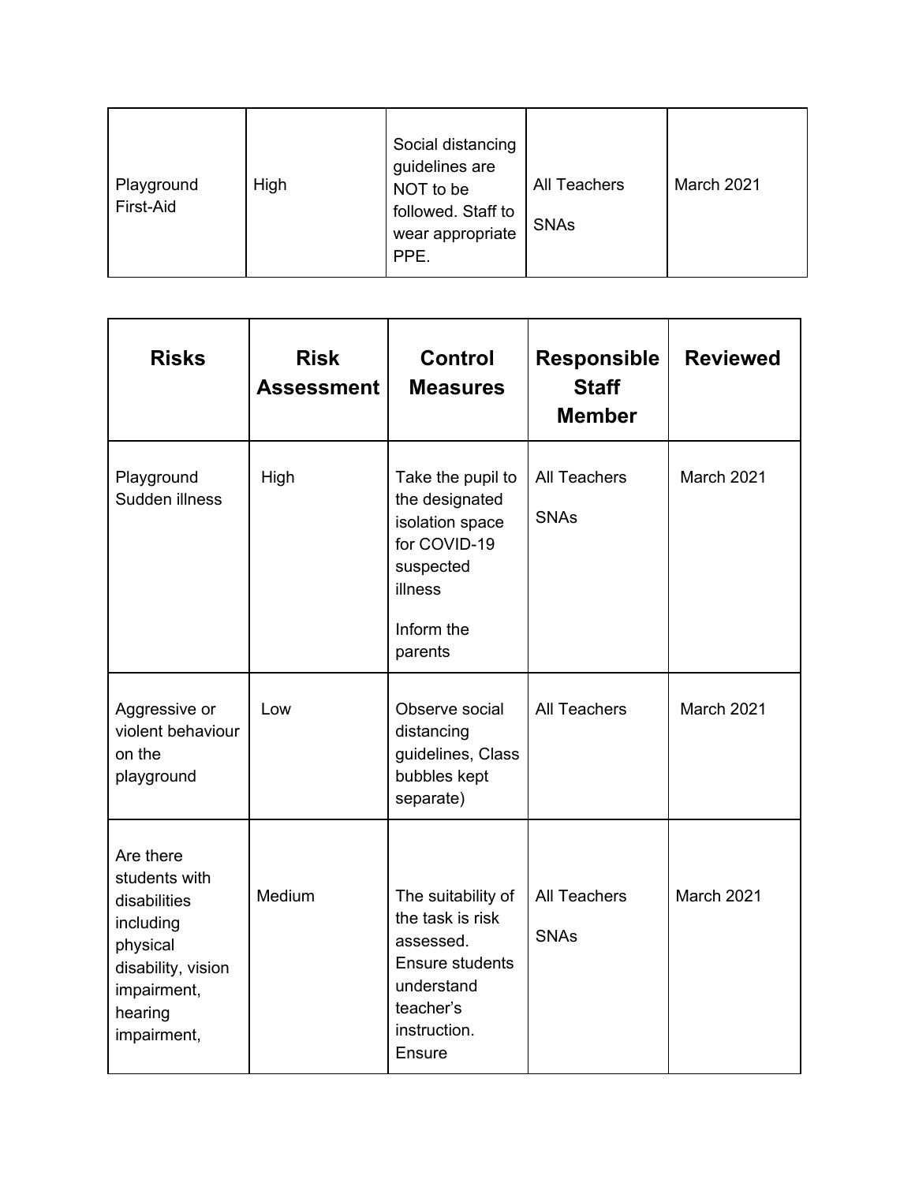| Risks | Risk Assessment | Control Measures | Responsible Staff Member | Reviewed |
|---|---|---|---|---|
| Playground First-Aid | High | Social distancing guidelines are NOT to be followed. Staff to wear appropriate PPE. | All Teachers<br><br>SNAs | March 2021 |

| Risks | Risk Assessment | Control Measures | Responsible Staff Member | Reviewed |
|---|---|---|---|---|
| Playground Sudden illness | High | Take the pupil to the designated isolation space for COVID-19 suspected illness<br><br>Inform the parents | All Teachers<br><br>SNAs | March 2021 |
| Aggressive or violent behaviour on the playground | Low | Observe social distancing guidelines, Class bubbles kept separate) | All Teachers | March 2021 |
| Are there students with disabilities including physical disability, vision impairment, hearing impairment, | Medium | The suitability of the task is risk assessed. Ensure students understand teacher's instruction. Ensure | All Teachers<br><br>SNAs | March 2021 |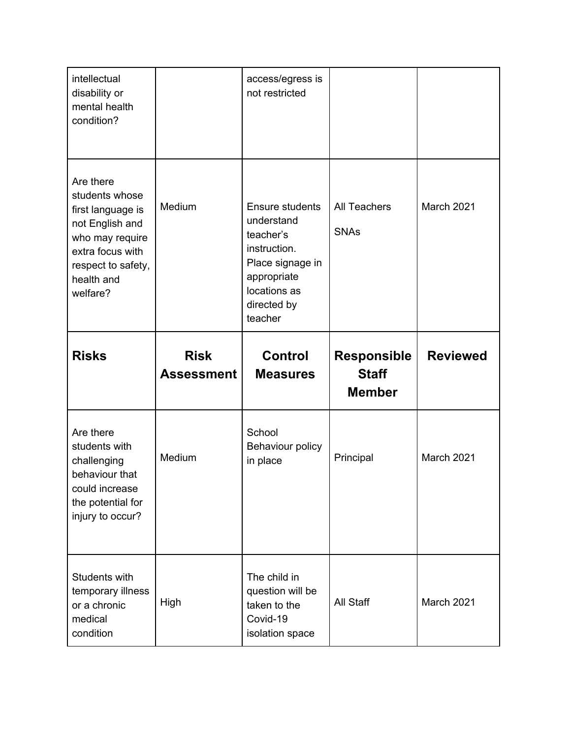| intellectual disability or mental health condition? | | access/egress is not restricted | | |
|---|---|---|---|---|
| Are there students whose first language is not English and who may require extra focus with respect to safety, health and welfare? | Medium | Ensure students understand teacher's instruction. Place signage in appropriate locations as directed by teacher | All Teachers<br><br>SNAs | March 2021 |
| **Risks** | **Risk Assessment** | **Control Measures** | **Responsible Staff Member** | **Reviewed** |
| Are there students with challenging behaviour that could increase the potential for injury to occur? | Medium | School Behaviour policy in place | Principal | March 2021 |
| Students with temporary illness or a chronic medical condition | High | The child in question will be taken to the Covid-19 isolation space | All Staff | March 2021 |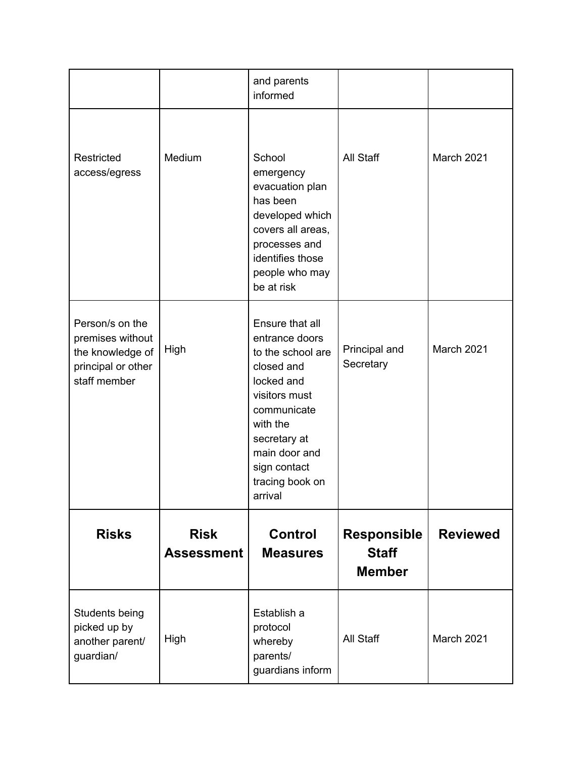| | | and parents informed | | |
|---|---|---|---|---|
| Restricted access/egress | Medium | School emergency evacuation plan has been developed which covers all areas, processes and identifies those people who may be at risk | All Staff | March 2021 |
| Person/s on the premises without the knowledge of principal or other staff member | High | Ensure that all entrance doors to the school are closed and locked and visitors must communicate with the secretary at main door and sign contact tracing book on arrival | Principal and Secretary | March 2021 |
| **Risks** | **Risk Assessment** | **Control Measures** | **Responsible Staff Member** | **Reviewed** |
| Students being picked up by another parent/ guardian/ | High | Establish a protocol whereby parents/ guardians inform | All Staff | March 2021 |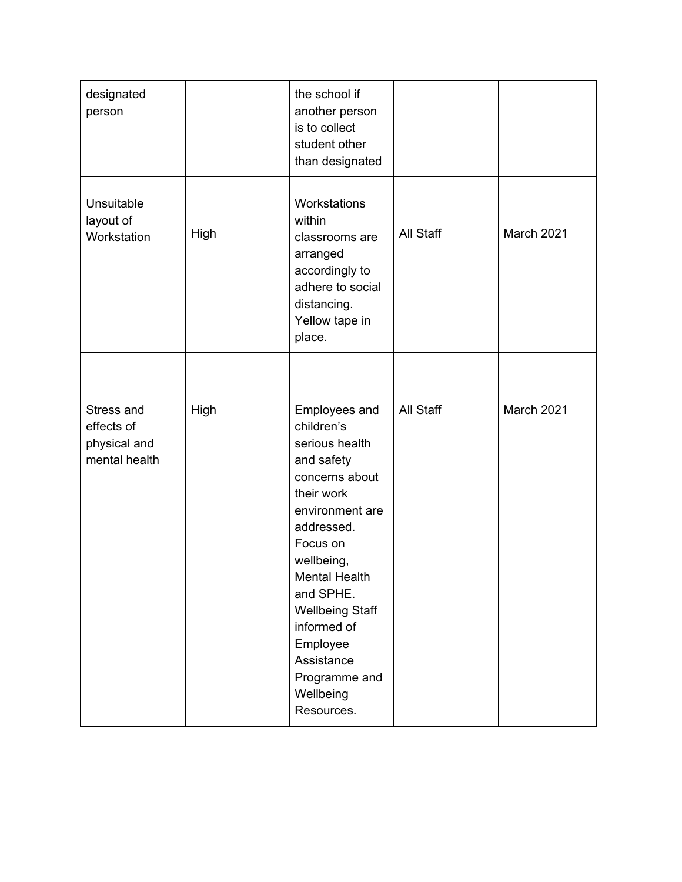| | | | | |
|---|---|---|---|---|
| designated person | | the school if another person is to collect student other than designated | | |
| Unsuitable layout of Workstation | High | Workstations within classrooms are arranged accordingly to adhere to social distancing. Yellow tape in place. | All Staff | March 2021 |
| Stress and effects of physical and mental health | High | Employees and children's serious health and safety concerns about their work environment are addressed. Focus on wellbeing, Mental Health and SPHE. Wellbeing Staff informed of Employee Assistance Programme and Wellbeing Resources. | All Staff | March 2021 |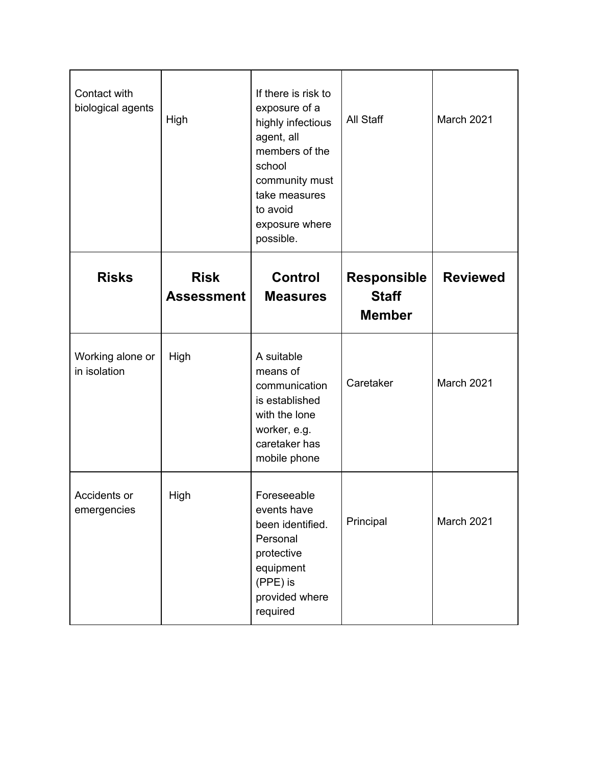| Risks | Risk Assessment | Control Measures | Responsible Staff Member | Reviewed |
|---|---|---|---|---|
| Contact with biological agents | High | If there is risk to exposure of a highly infectious agent, all members of the school community must take measures to avoid exposure where possible. | All Staff | March 2021 |
| Working alone or in isolation | High | A suitable means of communication is established with the lone worker, e.g. caretaker has mobile phone | Caretaker | March 2021 |
| Accidents or emergencies | High | Foreseeable events have been identified. Personal protective equipment (PPE) is provided where required | Principal | March 2021 |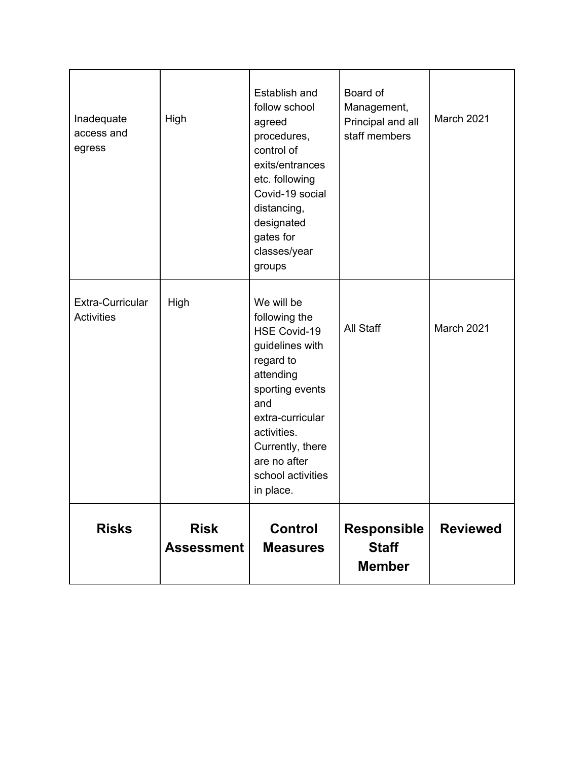| Inadequate access and egress | High | Establish and follow school agreed procedures, control of exits/entrances etc. following Covid-19 social distancing, designated gates for classes/year groups | Board of Management, Principal and all staff members | March 2021 |
|---|---|---|---|---|
| Extra-Curricular Activities | High | We will be following the HSE Covid-19 guidelines with regard to attending sporting events and extra-curricular activities. Currently, there are no after school activities in place. | All Staff | March 2021 |
| **Risks** | **Risk Assessment** | **Control Measures** | **Responsible Staff Member** | **Reviewed** |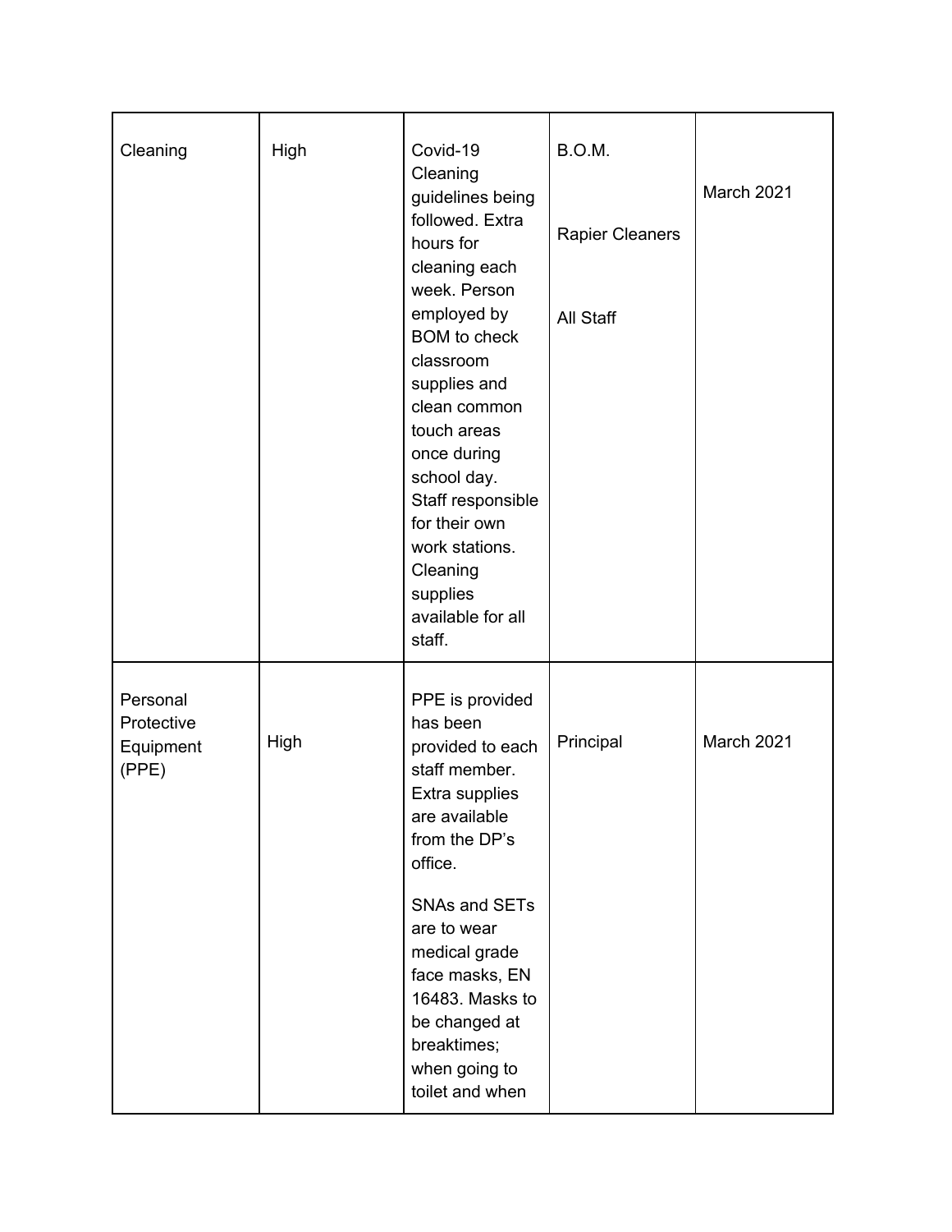| | | | | |
|---|---|---|---|---|
| Cleaning | High | Covid-19 Cleaning guidelines being followed. Extra hours for cleaning each week. Person employed by BOM to check classroom supplies and clean common touch areas once during school day. Staff responsible for their own work stations. Cleaning supplies available for all staff. | B.O.M.<br><br>Rapier Cleaners<br><br>All Staff | March 2021 |
| Personal Protective Equipment (PPE) | High | PPE is provided has been provided to each staff member. Extra supplies are available from the DP's office.<br><br>SNAs and SETs are to wear medical grade face masks, EN 16483. Masks to be changed at breaktimes; when going to toilet and when | Principal | March 2021 |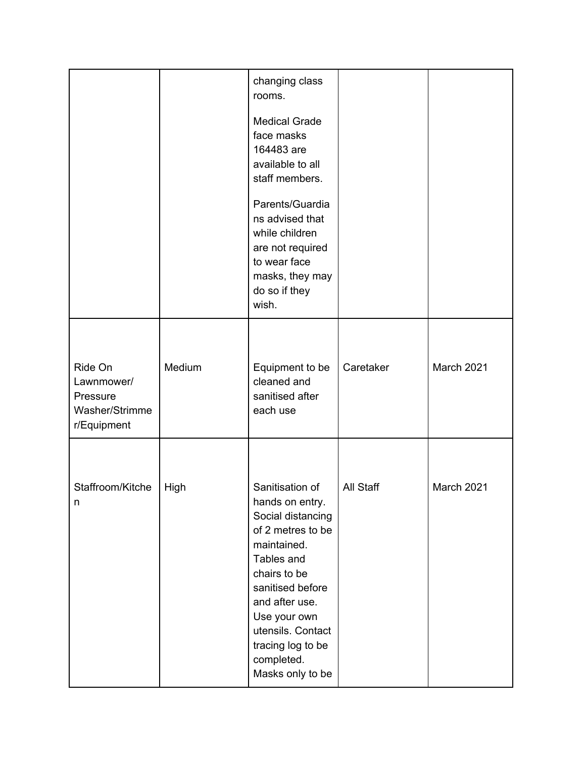| | | | | |
|---|---|---|---|---|
| | | changing class rooms.<br><br>Medical Grade face masks 164483 are available to all staff members.<br><br>Parents/Guardians advised that while children are not required to wear face masks, they may do so if they wish. | | |
| Ride On Lawnmower/ Pressure Washer/Strimmer/Equipment | Medium | Equipment to be cleaned and sanitised after each use | Caretaker | March 2021 |
| Staffroom/Kitchen | High | Sanitisation of hands on entry. Social distancing of 2 metres to be maintained. Tables and chairs to be sanitised before and after use. Use your own utensils. Contact tracing log to be completed. Masks only to be | All Staff | March 2021 |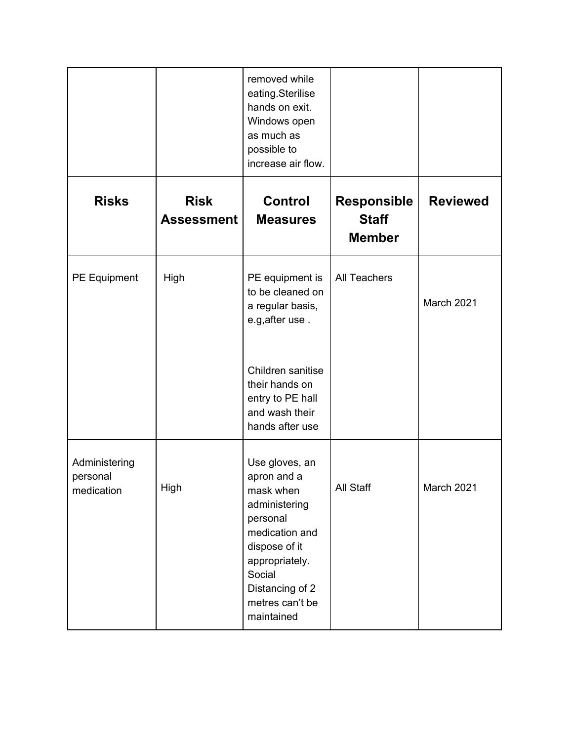| | | removed while eating.Sterilise hands on exit. Windows open as much as possible to increase air flow. | | |
|---|---|---|---|---|
| **Risks** | **Risk Assessment** | **Control Measures** | **Responsible Staff Member** | **Reviewed** |
| PE Equipment | High | PE equipment is to be cleaned on a regular basis, e.g,after use .<br><br>Children sanitise their hands on entry to PE hall and wash their hands after use | All Teachers | March 2021 |
| Administering personal medication | High | Use gloves, an apron and a mask when administering personal medication and dispose of it appropriately. Social Distancing of 2 metres can't be maintained | All Staff | March 2021 |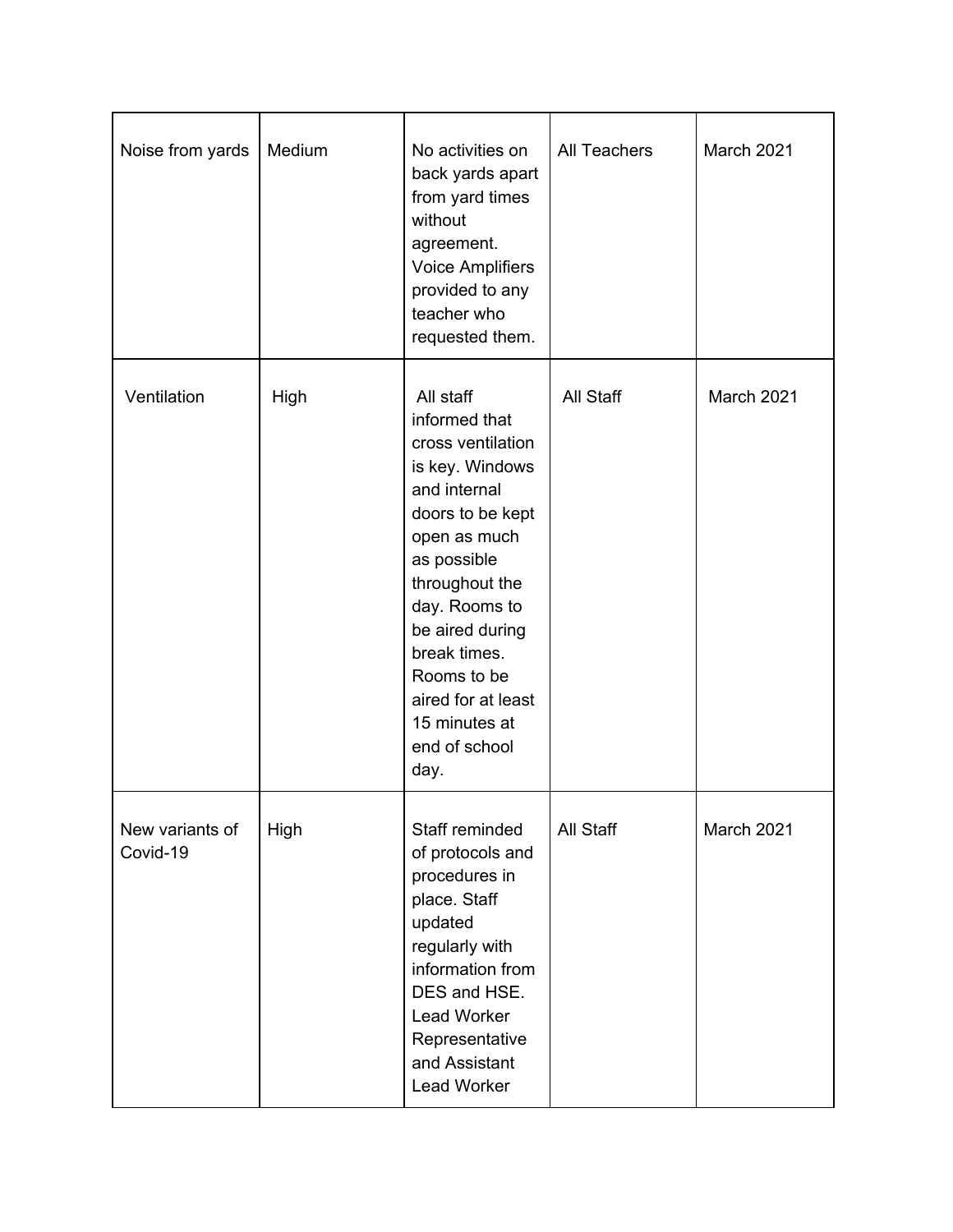| | | | | |
|---|---|---|---|---|
| Noise from yards | Medium | No activities on back yards apart from yard times without agreement. Voice Amplifiers provided to any teacher who requested them. | All Teachers | March 2021 |
| Ventilation | High | All staff informed that cross ventilation is key. Windows and internal doors to be kept open as much as possible throughout the day. Rooms to be aired during break times. Rooms to be aired for at least 15 minutes at end of school day. | All Staff | March 2021 |
| New variants of Covid-19 | High | Staff reminded of protocols and procedures in place. Staff updated regularly with information from DES and HSE. Lead Worker Representative and Assistant Lead Worker | All Staff | March 2021 |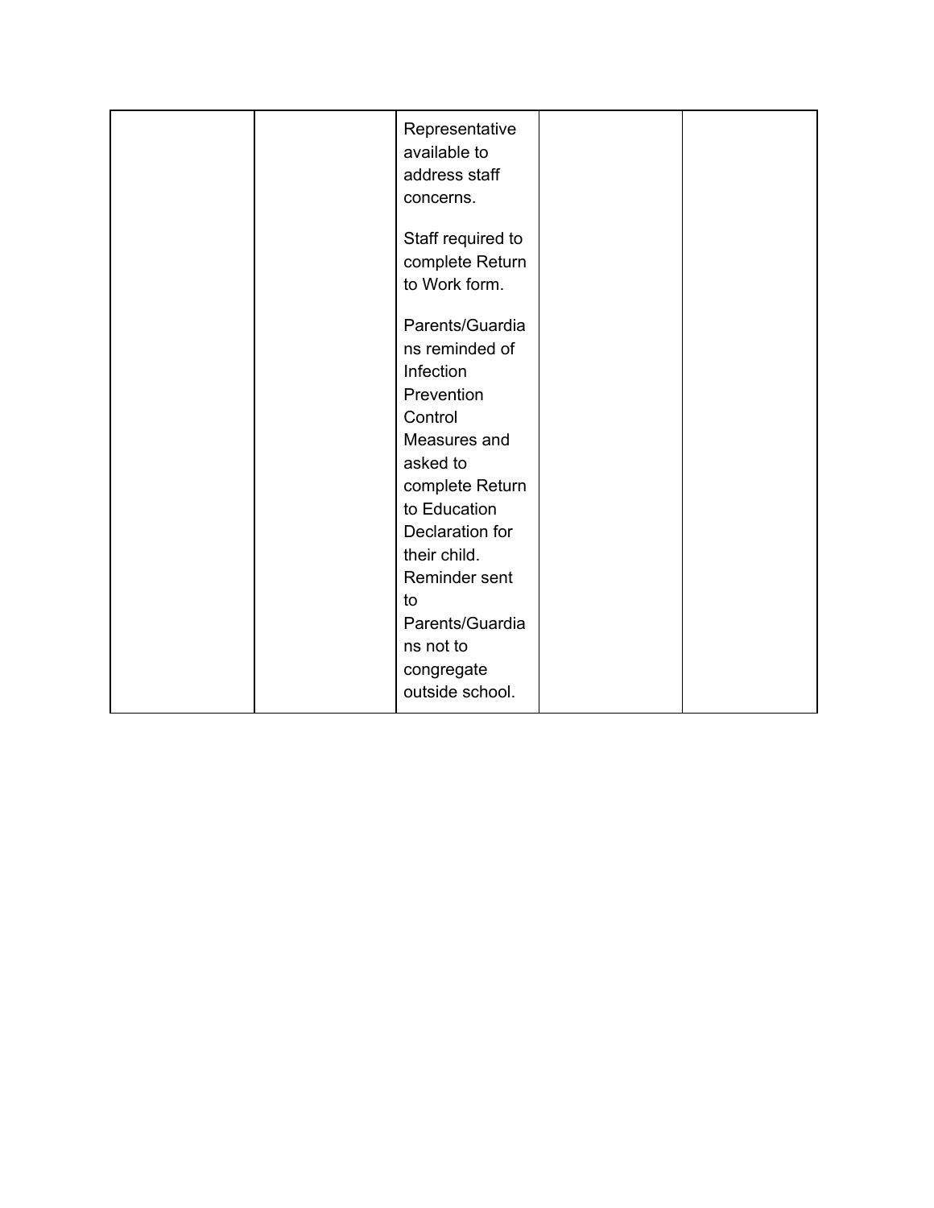| | | | | |
|---|---|---|---|---|
| | | Representative available to address staff concerns.<br><br>Staff required to complete Return to Work form.<br><br>Parents/Guardians reminded of Infection Prevention Control Measures and asked to complete Return to Education Declaration for their child. Reminder sent to Parents/Guardians not to congregate outside school. | | |